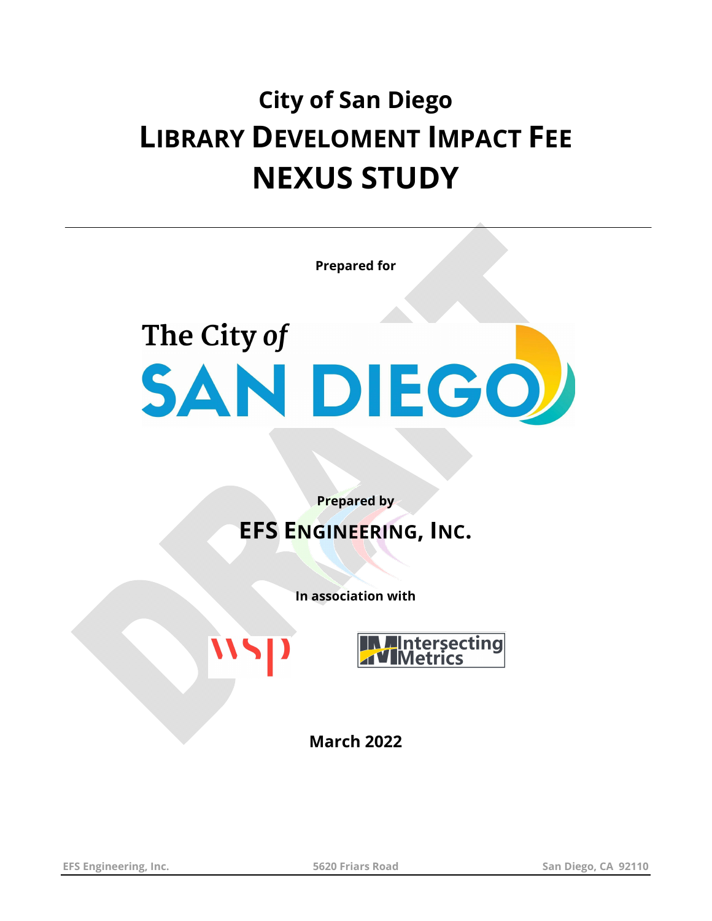# City of San Diego
# LIBRARY DEVELOMENT IMPACT FEE
# NEXUS STUDY

---

**Prepared for**

The City of SAN DIEGO

**Prepared by**

## EFS ENGINEERING, INC.

**In association with**

WSP

Intersecting Metrics

**March 2022**

EFS Engineering, Inc. 5620 Friars Road San Diego, CA 92110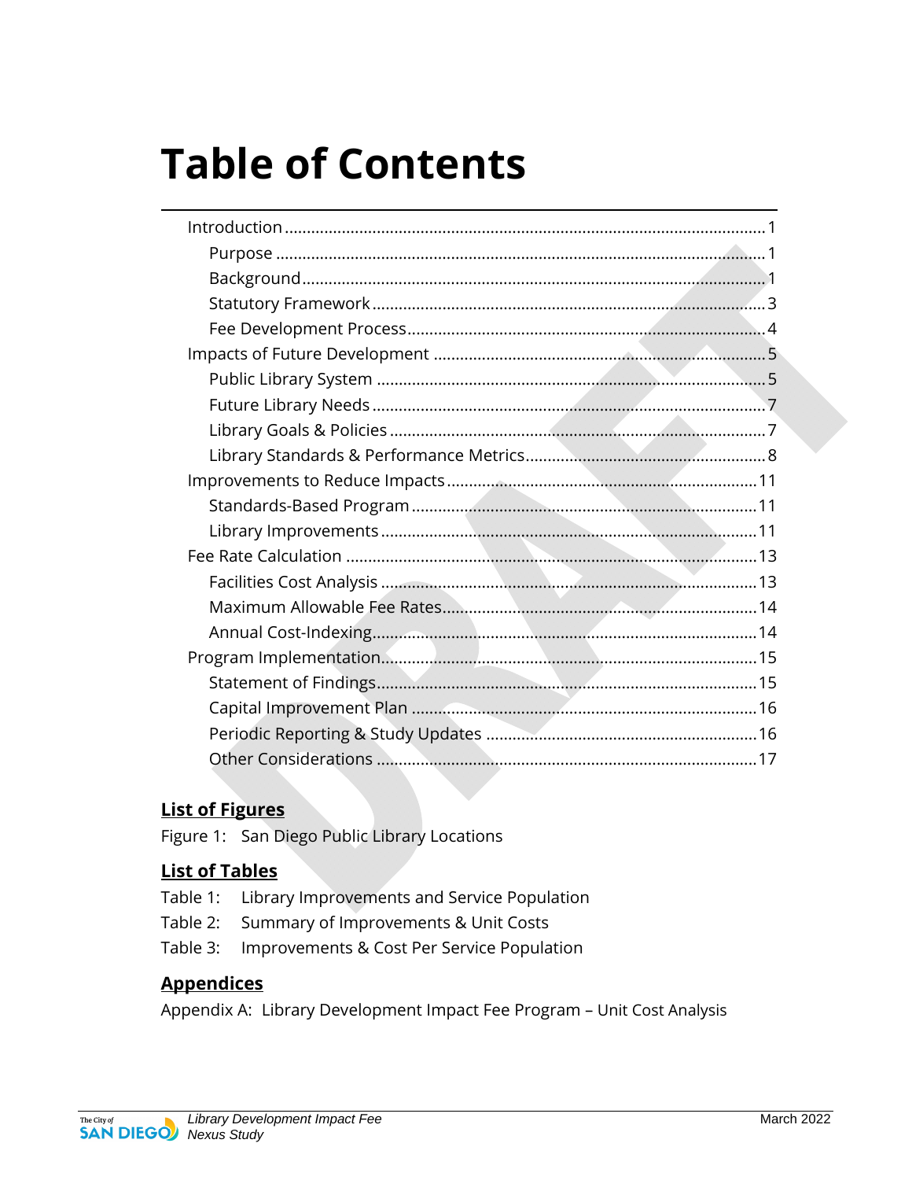# Table of Contents

- Introduction ..... 1
  - Purpose ..... 1
  - Background ..... 1
  - Statutory Framework ..... 3
  - Fee Development Process ..... 4
- Impacts of Future Development ..... 5
  - Public Library System ..... 5
  - Future Library Needs ..... 7
  - Library Goals & Policies ..... 7
  - Library Standards & Performance Metrics ..... 8
- Improvements to Reduce Impacts ..... 11
  - Standards-Based Program ..... 11
  - Library Improvements ..... 11
- Fee Rate Calculation ..... 13
  - Facilities Cost Analysis ..... 13
  - Maximum Allowable Fee Rates ..... 14
  - Annual Cost-Indexing ..... 14
- Program Implementation ..... 15
  - Statement of Findings ..... 15
  - Capital Improvement Plan ..... 16
  - Periodic Reporting & Study Updates ..... 16
  - Other Considerations ..... 17

## List of Figures

Figure 1: San Diego Public Library Locations

## List of Tables

Table 1: Library Improvements and Service Population

Table 2: Summary of Improvements & Unit Costs

Table 3: Improvements & Cost Per Service Population

## Appendices

Appendix A: Library Development Impact Fee Program – Unit Cost Analysis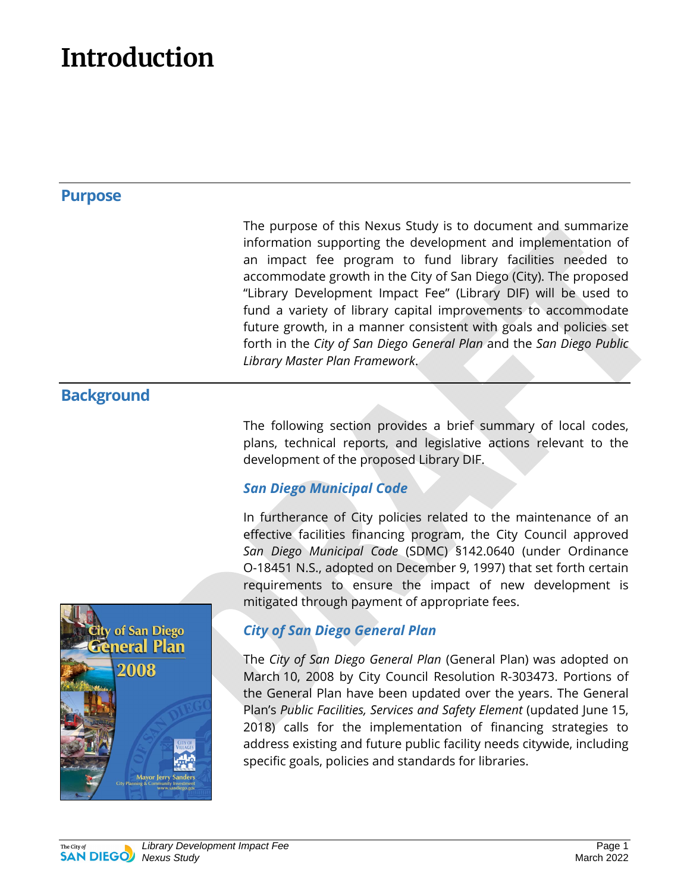# Introduction

## Purpose

The purpose of this Nexus Study is to document and summarize information supporting the development and implementation of an impact fee program to fund library facilities needed to accommodate growth in the City of San Diego (City). The proposed "Library Development Impact Fee" (Library DIF) will be used to fund a variety of library capital improvements to accommodate future growth, in a manner consistent with goals and policies set forth in the *City of San Diego General Plan* and the *San Diego Public Library Master Plan Framework*.

## Background

The following section provides a brief summary of local codes, plans, technical reports, and legislative actions relevant to the development of the proposed Library DIF.

### *San Diego Municipal Code*

In furtherance of City policies related to the maintenance of an effective facilities financing program, the City Council approved *San Diego Municipal Code* (SDMC) §142.0640 (under Ordinance O-18451 N.S., adopted on December 9, 1997) that set forth certain requirements to ensure the impact of new development is mitigated through payment of appropriate fees.

### *City of San Diego General Plan*

The *City of San Diego General Plan* (General Plan) was adopted on March 10, 2008 by City Council Resolution R-303473. Portions of the General Plan have been updated over the years. The General Plan's *Public Facilities, Services and Safety Element* (updated June 15, 2018) calls for the implementation of financing strategies to address existing and future public facility needs citywide, including specific goals, policies and standards for libraries.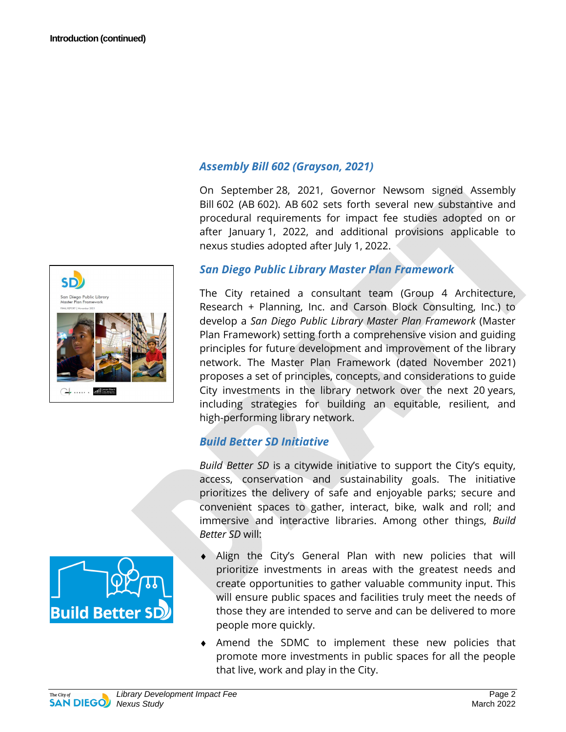## Introduction (continued)

### *Assembly Bill 602 (Grayson, 2021)*

On September 28, 2021, Governor Newsom signed Assembly Bill 602 (AB 602). AB 602 sets forth several new substantive and procedural requirements for impact fee studies adopted on or after January 1, 2022, and additional provisions applicable to nexus studies adopted after July 1, 2022.

### *San Diego Public Library Master Plan Framework*

The City retained a consultant team (Group 4 Architecture, Research + Planning, Inc. and Carson Block Consulting, Inc.) to develop a *San Diego Public Library Master Plan Framework* (Master Plan Framework) setting forth a comprehensive vision and guiding principles for future development and improvement of the library network. The Master Plan Framework (dated November 2021) proposes a set of principles, concepts, and considerations to guide City investments in the library network over the next 20 years, including strategies for building an equitable, resilient, and high-performing library network.

### *Build Better SD Initiative*

*Build Better SD* is a citywide initiative to support the City's equity, access, conservation and sustainability goals. The initiative prioritizes the delivery of safe and enjoyable parks; secure and convenient spaces to gather, interact, bike, walk and roll; and immersive and interactive libraries. Among other things, *Build Better SD* will:

- Align the City's General Plan with new policies that will prioritize investments in areas with the greatest needs and create opportunities to gather valuable community input. This will ensure public spaces and facilities truly meet the needs of those they are intended to serve and can be delivered to more people more quickly.
- Amend the SDMC to implement these new policies that promote more investments in public spaces for all the people that live, work and play in the City.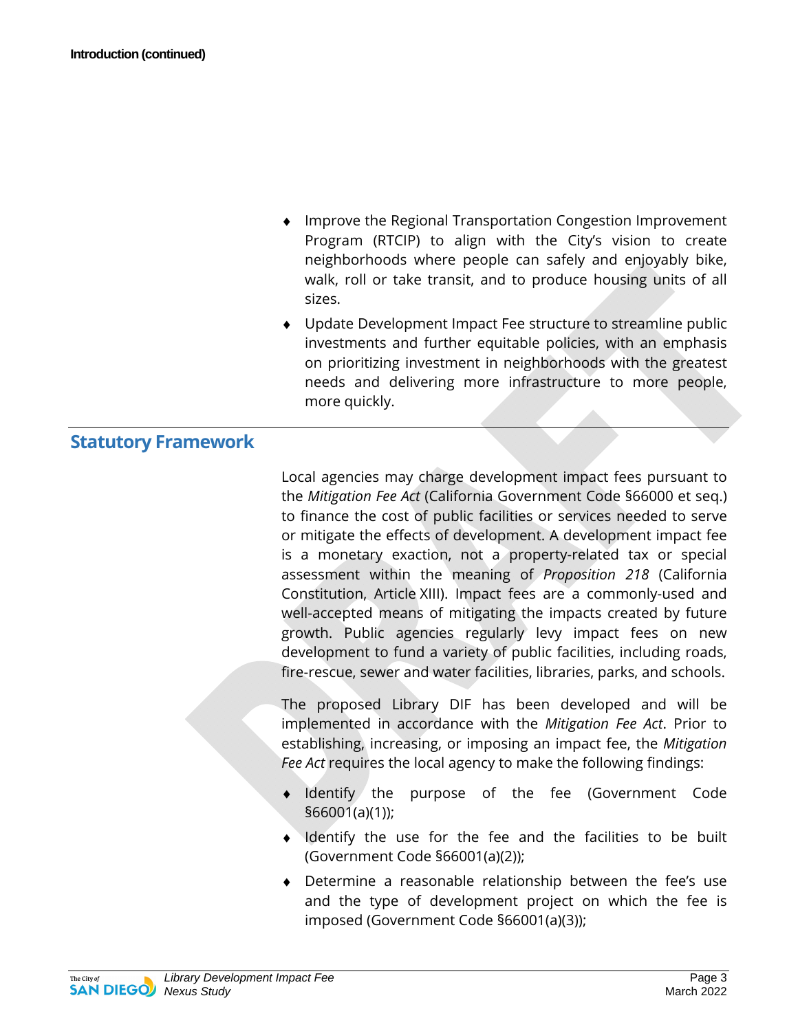- Improve the Regional Transportation Congestion Improvement Program (RTCIP) to align with the City's vision to create neighborhoods where people can safely and enjoyably bike, walk, roll or take transit, and to produce housing units of all sizes.
- Update Development Impact Fee structure to streamline public investments and further equitable policies, with an emphasis on prioritizing investment in neighborhoods with the greatest needs and delivering more infrastructure to more people, more quickly.

## Statutory Framework

Local agencies may charge development impact fees pursuant to the *Mitigation Fee Act* (California Government Code §66000 et seq.) to finance the cost of public facilities or services needed to serve or mitigate the effects of development. A development impact fee is a monetary exaction, not a property-related tax or special assessment within the meaning of *Proposition 218* (California Constitution, Article XIII). Impact fees are a commonly-used and well-accepted means of mitigating the impacts created by future growth. Public agencies regularly levy impact fees on new development to fund a variety of public facilities, including roads, fire-rescue, sewer and water facilities, libraries, parks, and schools.

The proposed Library DIF has been developed and will be implemented in accordance with the *Mitigation Fee Act*. Prior to establishing, increasing, or imposing an impact fee, the *Mitigation Fee Act* requires the local agency to make the following findings:

- Identify the purpose of the fee (Government Code §66001(a)(1));
- Identify the use for the fee and the facilities to be built (Government Code §66001(a)(2));
- Determine a reasonable relationship between the fee's use and the type of development project on which the fee is imposed (Government Code §66001(a)(3));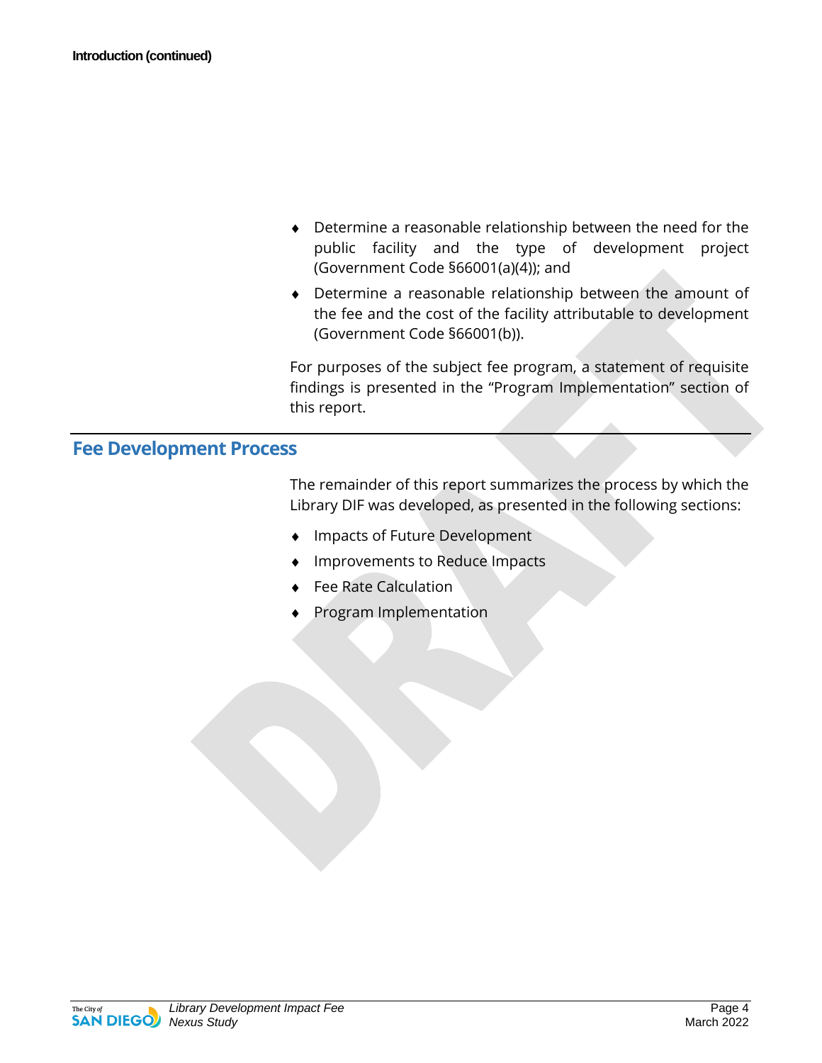- Determine a reasonable relationship between the need for the public facility and the type of development project (Government Code §66001(a)(4)); and
- Determine a reasonable relationship between the amount of the fee and the cost of the facility attributable to development (Government Code §66001(b)).

For purposes of the subject fee program, a statement of requisite findings is presented in the "Program Implementation" section of this report.

## Fee Development Process

The remainder of this report summarizes the process by which the Library DIF was developed, as presented in the following sections:

- Impacts of Future Development
- Improvements to Reduce Impacts
- Fee Rate Calculation
- Program Implementation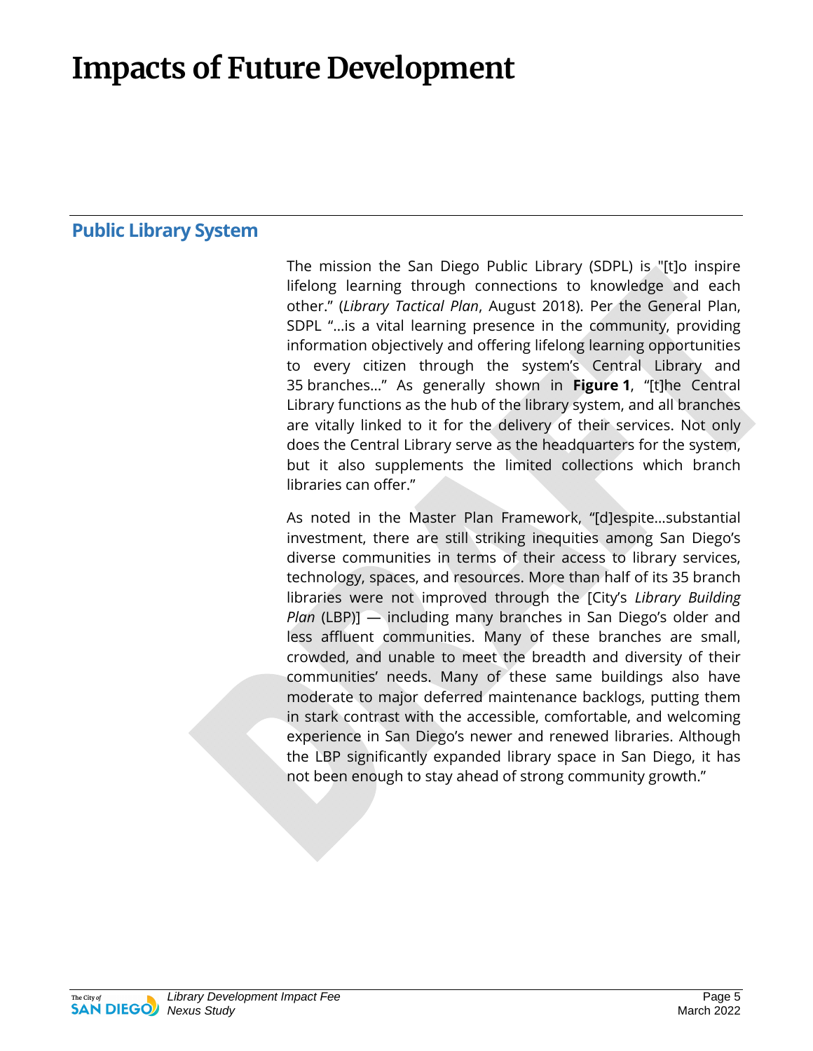# Impacts of Future Development

## Public Library System

The mission the San Diego Public Library (SDPL) is "[t]o inspire lifelong learning through connections to knowledge and each other." (*Library Tactical Plan*, August 2018). Per the General Plan, SDPL "…is a vital learning presence in the community, providing information objectively and offering lifelong learning opportunities to every citizen through the system's Central Library and 35 branches…" As generally shown in **Figure 1**, "[t]he Central Library functions as the hub of the library system, and all branches are vitally linked to it for the delivery of their services. Not only does the Central Library serve as the headquarters for the system, but it also supplements the limited collections which branch libraries can offer."

As noted in the Master Plan Framework, "[d]espite…substantial investment, there are still striking inequities among San Diego's diverse communities in terms of their access to library services, technology, spaces, and resources. More than half of its 35 branch libraries were not improved through the [City's *Library Building Plan* (LBP)] — including many branches in San Diego's older and less affluent communities. Many of these branches are small, crowded, and unable to meet the breadth and diversity of their communities' needs. Many of these same buildings also have moderate to major deferred maintenance backlogs, putting them in stark contrast with the accessible, comfortable, and welcoming experience in San Diego's newer and renewed libraries. Although the LBP significantly expanded library space in San Diego, it has not been enough to stay ahead of strong community growth."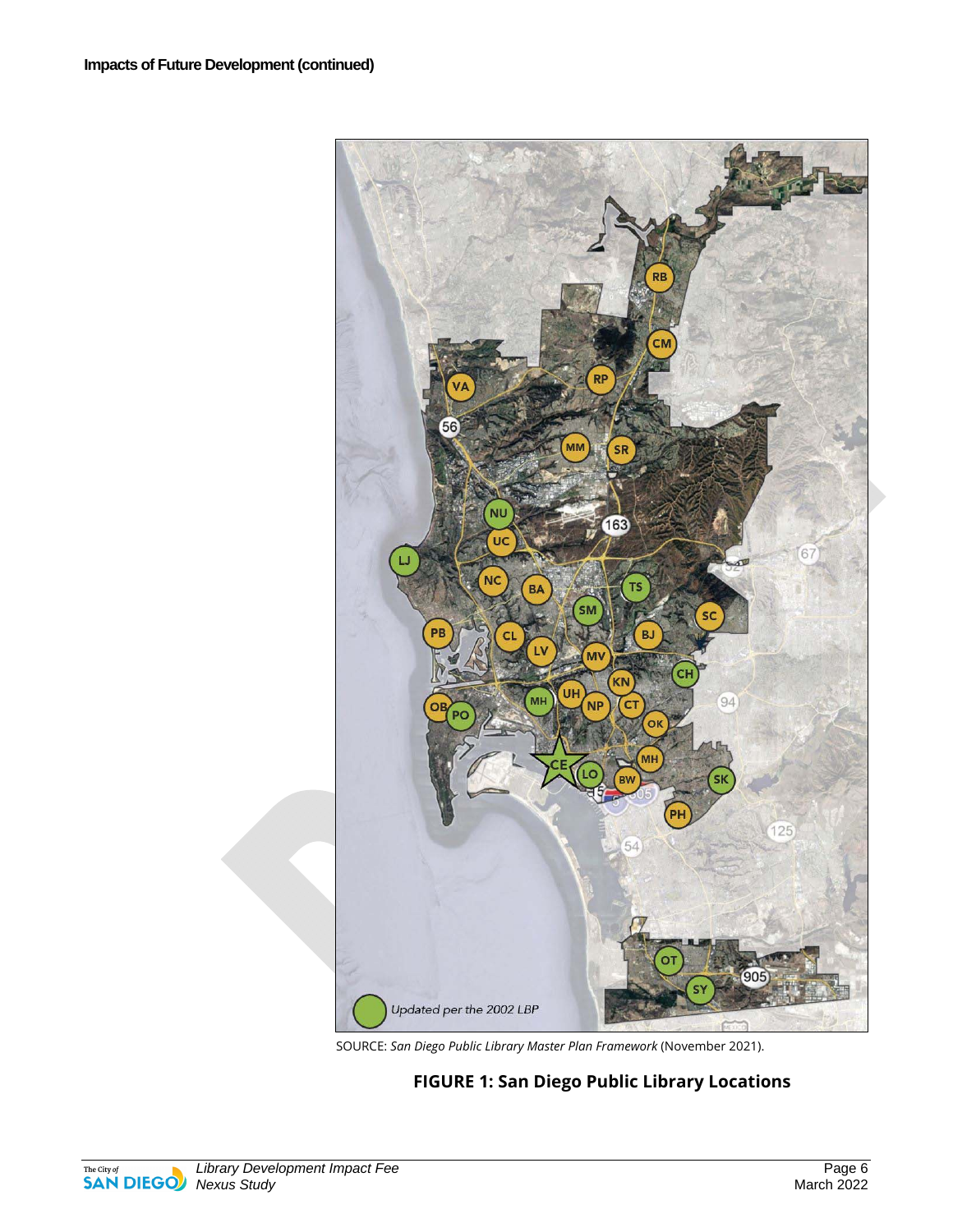**Impacts of Future Development (continued)**

SOURCE: *San Diego Public Library Master Plan Framework* (November 2021).

**FIGURE 1: San Diego Public Library Locations**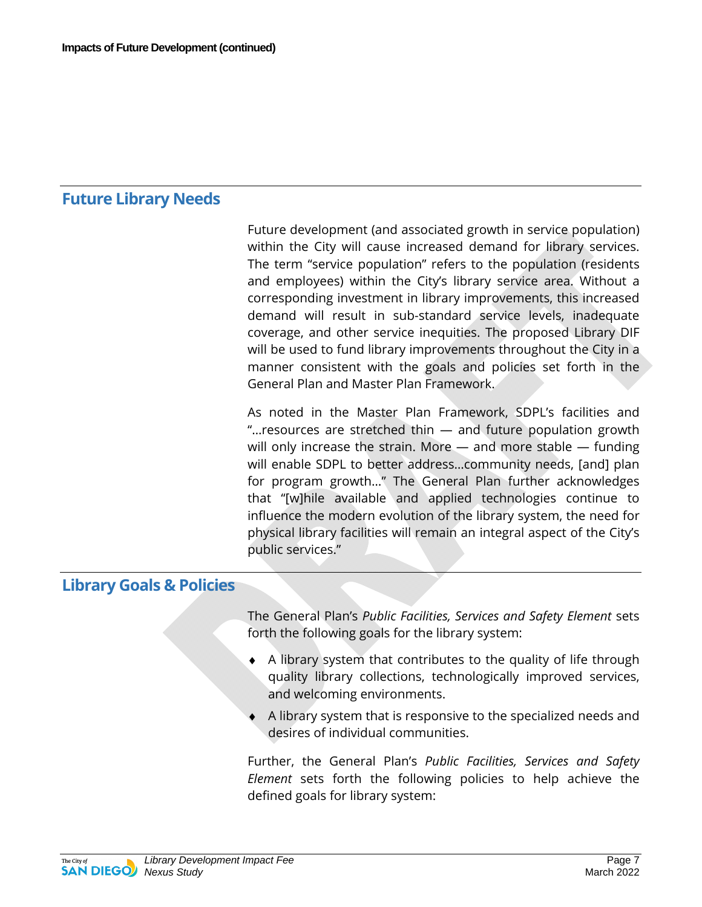## Future Library Needs

Future development (and associated growth in service population) within the City will cause increased demand for library services. The term "service population" refers to the population (residents and employees) within the City's library service area. Without a corresponding investment in library improvements, this increased demand will result in sub-standard service levels, inadequate coverage, and other service inequities. The proposed Library DIF will be used to fund library improvements throughout the City in a manner consistent with the goals and policies set forth in the General Plan and Master Plan Framework.

As noted in the Master Plan Framework, SDPL's facilities and "…resources are stretched thin — and future population growth will only increase the strain. More — and more stable — funding will enable SDPL to better address…community needs, [and] plan for program growth…" The General Plan further acknowledges that "[w]hile available and applied technologies continue to influence the modern evolution of the library system, the need for physical library facilities will remain an integral aspect of the City's public services."

## Library Goals & Policies

The General Plan's *Public Facilities, Services and Safety Element* sets forth the following goals for the library system:

- A library system that contributes to the quality of life through quality library collections, technologically improved services, and welcoming environments.
- A library system that is responsive to the specialized needs and desires of individual communities.

Further, the General Plan's *Public Facilities, Services and Safety Element* sets forth the following policies to help achieve the defined goals for library system: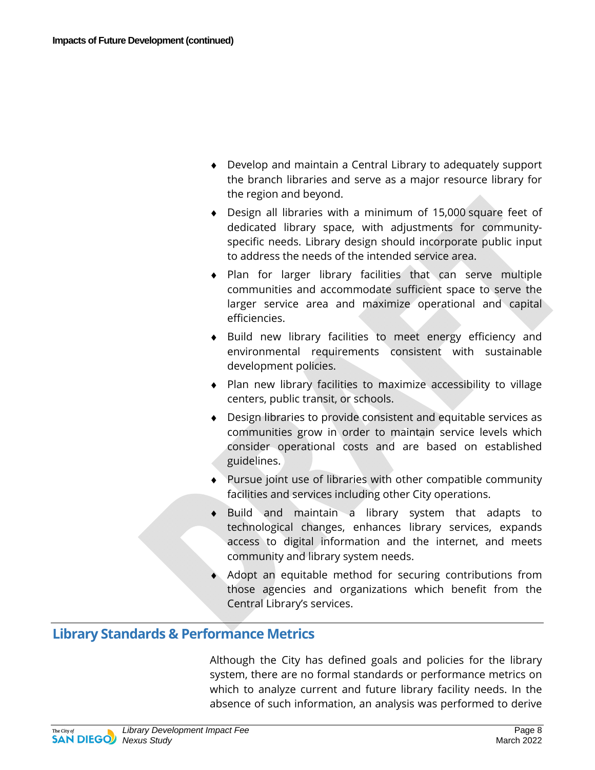- Develop and maintain a Central Library to adequately support the branch libraries and serve as a major resource library for the region and beyond.
- Design all libraries with a minimum of 15,000 square feet of dedicated library space, with adjustments for community-specific needs. Library design should incorporate public input to address the needs of the intended service area.
- Plan for larger library facilities that can serve multiple communities and accommodate sufficient space to serve the larger service area and maximize operational and capital efficiencies.
- Build new library facilities to meet energy efficiency and environmental requirements consistent with sustainable development policies.
- Plan new library facilities to maximize accessibility to village centers, public transit, or schools.
- Design libraries to provide consistent and equitable services as communities grow in order to maintain service levels which consider operational costs and are based on established guidelines.
- Pursue joint use of libraries with other compatible community facilities and services including other City operations.
- Build and maintain a library system that adapts to technological changes, enhances library services, expands access to digital information and the internet, and meets community and library system needs.
- Adopt an equitable method for securing contributions from those agencies and organizations which benefit from the Central Library's services.

## Library Standards & Performance Metrics

Although the City has defined goals and policies for the library system, there are no formal standards or performance metrics on which to analyze current and future library facility needs. In the absence of such information, an analysis was performed to derive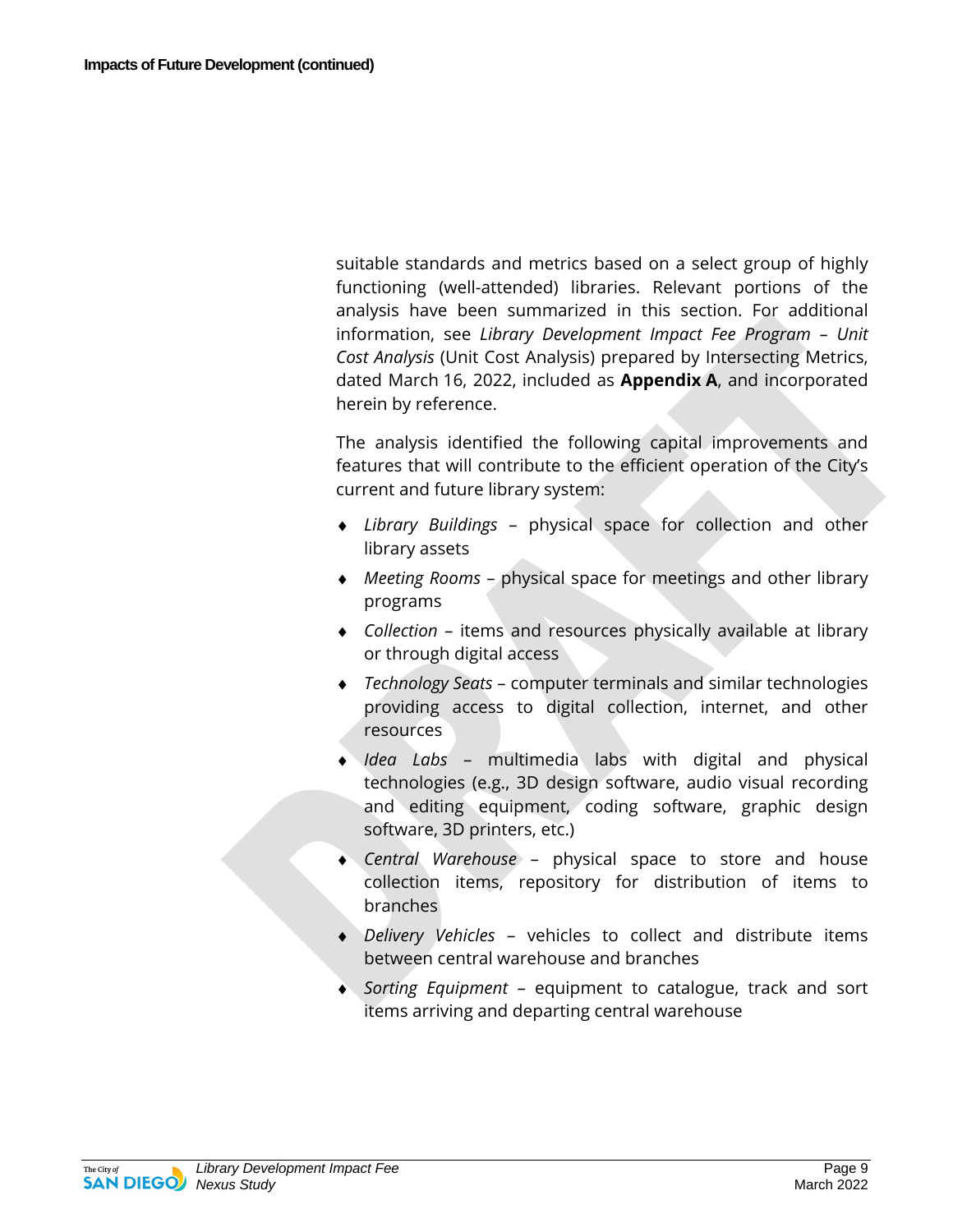suitable standards and metrics based on a select group of highly functioning (well-attended) libraries. Relevant portions of the analysis have been summarized in this section. For additional information, see *Library Development Impact Fee Program – Unit Cost Analysis* (Unit Cost Analysis) prepared by Intersecting Metrics, dated March 16, 2022, included as **Appendix A**, and incorporated herein by reference.

The analysis identified the following capital improvements and features that will contribute to the efficient operation of the City's current and future library system:

- *Library Buildings* – physical space for collection and other library assets
- *Meeting Rooms* – physical space for meetings and other library programs
- *Collection* – items and resources physically available at library or through digital access
- *Technology Seats* – computer terminals and similar technologies providing access to digital collection, internet, and other resources
- *Idea Labs* – multimedia labs with digital and physical technologies (e.g., 3D design software, audio visual recording and editing equipment, coding software, graphic design software, 3D printers, etc.)
- *Central Warehouse* – physical space to store and house collection items, repository for distribution of items to branches
- *Delivery Vehicles* – vehicles to collect and distribute items between central warehouse and branches
- *Sorting Equipment* – equipment to catalogue, track and sort items arriving and departing central warehouse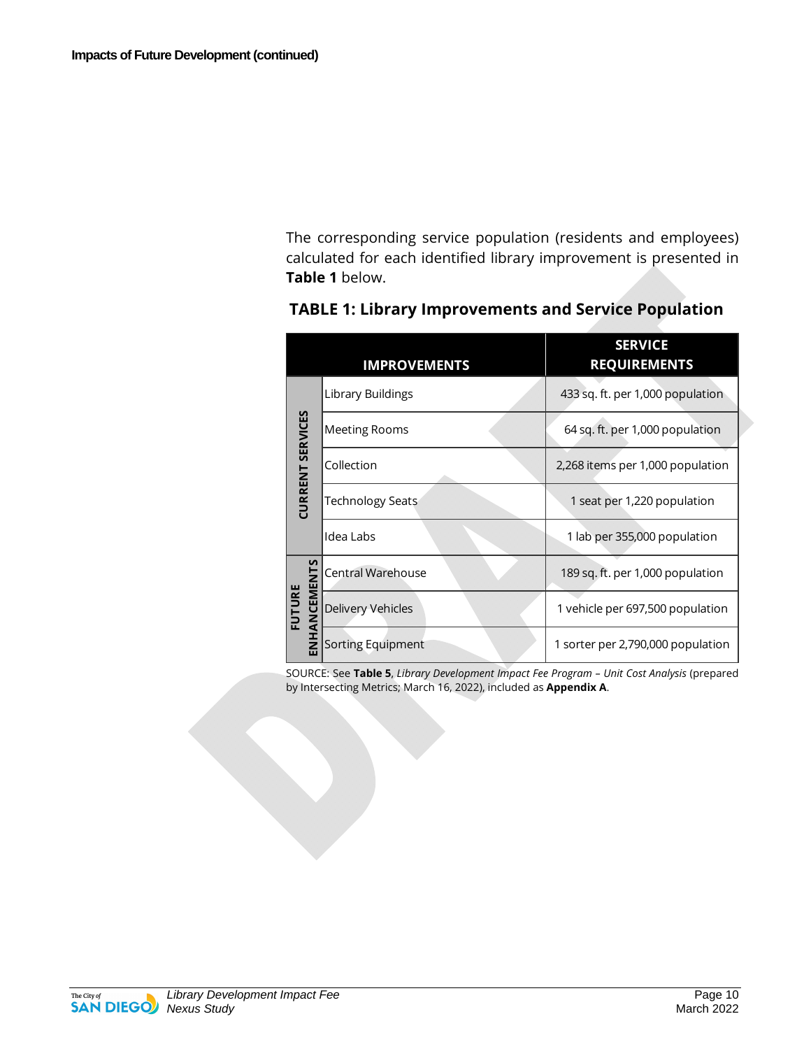**Impacts of Future Development (continued)**

The corresponding service population (residents and employees) calculated for each identified library improvement is presented in **Table 1** below.

## TABLE 1: Library Improvements and Service Population

| | IMPROVEMENTS | SERVICE REQUIREMENTS |
|---|---|---|
| CURRENT SERVICES | Library Buildings | 433 sq. ft. per 1,000 population |
| | Meeting Rooms | 64 sq. ft. per 1,000 population |
| | Collection | 2,268 items per 1,000 population |
| | Technology Seats | 1 seat per 1,220 population |
| | Idea Labs | 1 lab per 355,000 population |
| FUTURE ENHANCEMENTS | Central Warehouse | 189 sq. ft. per 1,000 population |
| | Delivery Vehicles | 1 vehicle per 697,500 population |
| | Sorting Equipment | 1 sorter per 2,790,000 population |

SOURCE: See **Table 5**, *Library Development Impact Fee Program – Unit Cost Analysis* (prepared by Intersecting Metrics; March 16, 2022), included as **Appendix A**.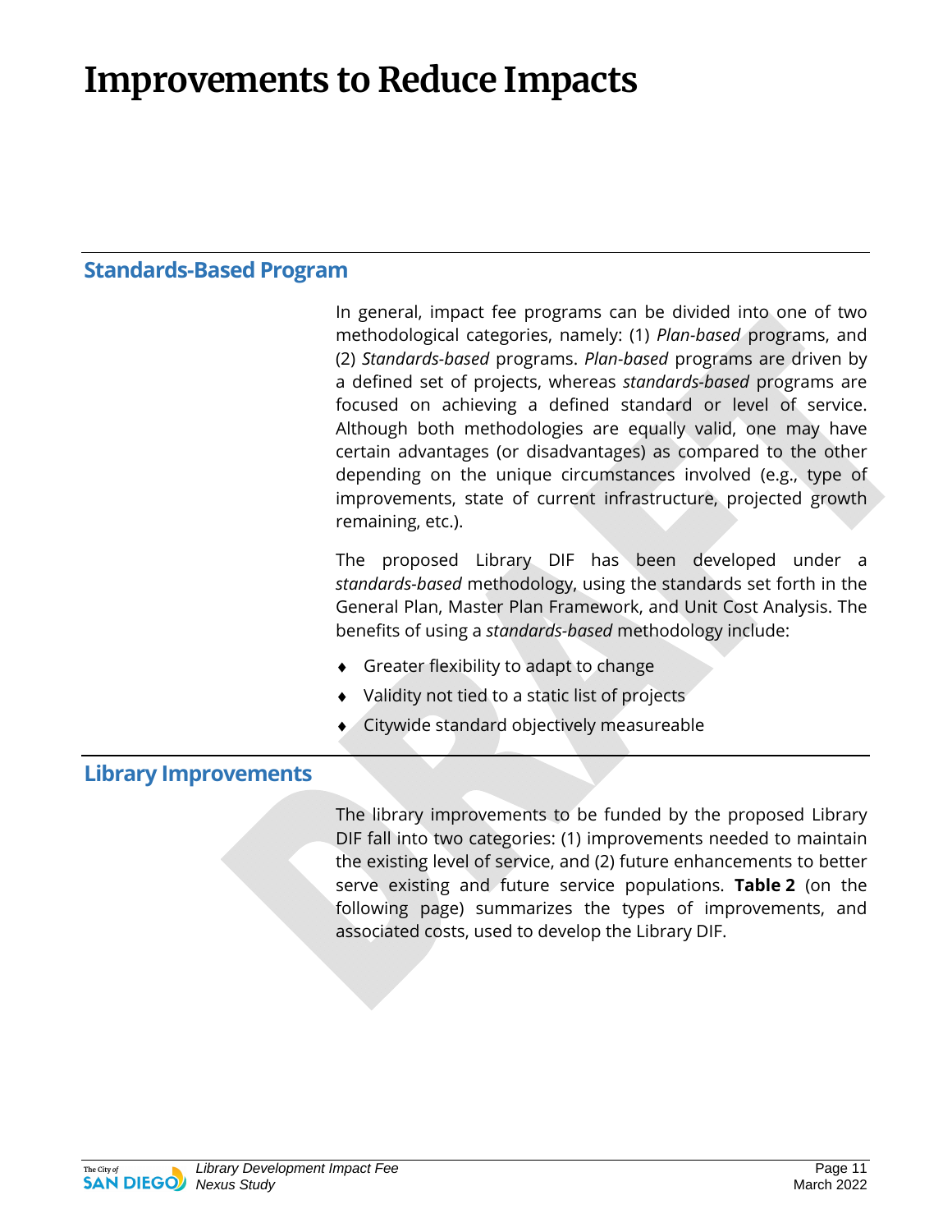# Improvements to Reduce Impacts

## Standards-Based Program

In general, impact fee programs can be divided into one of two methodological categories, namely: (1) *Plan-based* programs, and (2) *Standards-based* programs. *Plan-based* programs are driven by a defined set of projects, whereas *standards-based* programs are focused on achieving a defined standard or level of service. Although both methodologies are equally valid, one may have certain advantages (or disadvantages) as compared to the other depending on the unique circumstances involved (e.g., type of improvements, state of current infrastructure, projected growth remaining, etc.).

The proposed Library DIF has been developed under a *standards-based* methodology, using the standards set forth in the General Plan, Master Plan Framework, and Unit Cost Analysis. The benefits of using a *standards-based* methodology include:

- Greater flexibility to adapt to change
- Validity not tied to a static list of projects
- Citywide standard objectively measureable

## Library Improvements

The library improvements to be funded by the proposed Library DIF fall into two categories: (1) improvements needed to maintain the existing level of service, and (2) future enhancements to better serve existing and future service populations. **Table 2** (on the following page) summarizes the types of improvements, and associated costs, used to develop the Library DIF.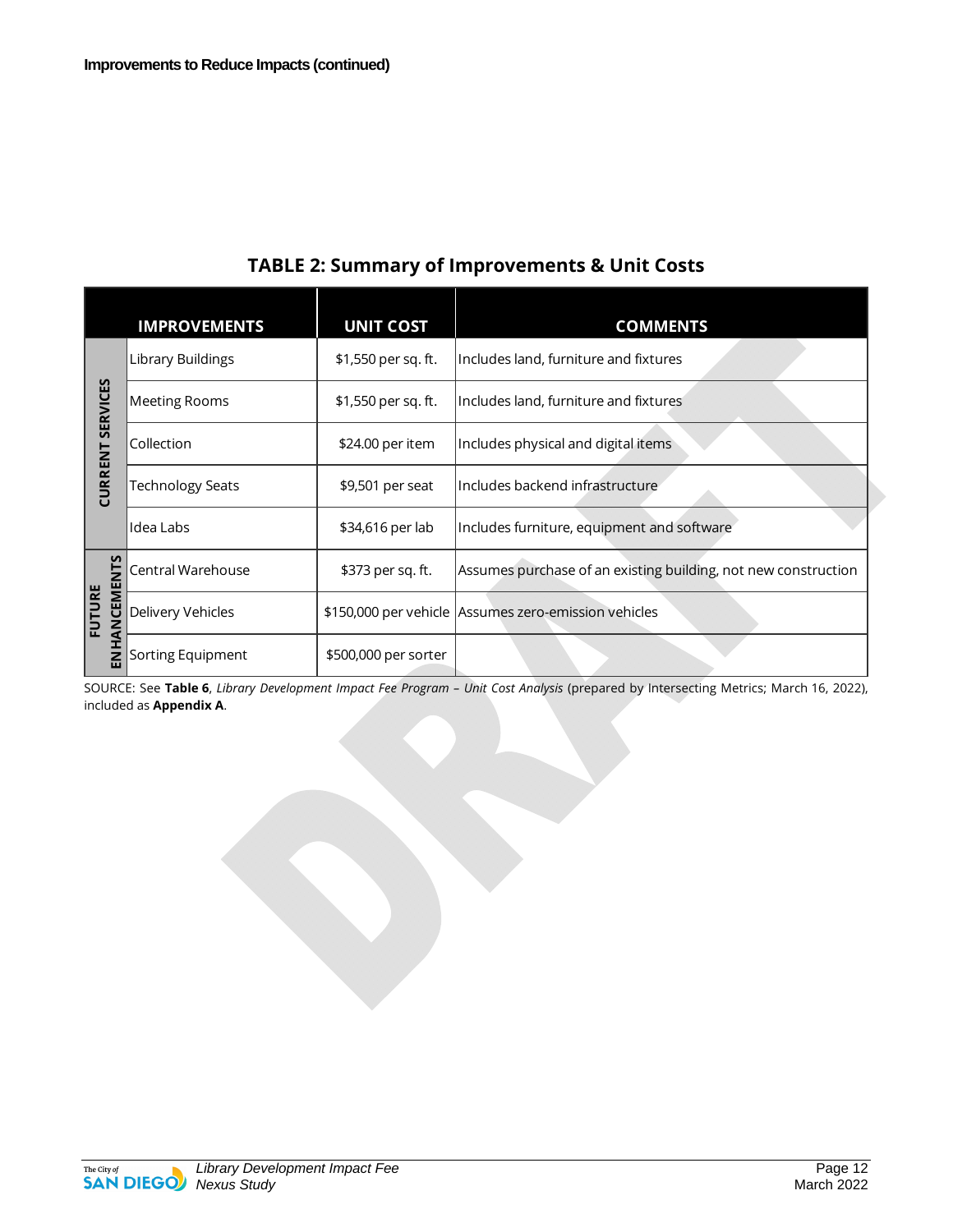**Improvements to Reduce Impacts (continued)**

## TABLE 2: Summary of Improvements & Unit Costs

| | IMPROVEMENTS | UNIT COST | COMMENTS |
|---|---|---|---|
| CURRENT SERVICES | Library Buildings | $1,550 per sq. ft. | Includes land, furniture and fixtures |
| | Meeting Rooms | $1,550 per sq. ft. | Includes land, furniture and fixtures |
| | Collection | $24.00 per item | Includes physical and digital items |
| | Technology Seats | $9,501 per seat | Includes backend infrastructure |
| | Idea Labs | $34,616 per lab | Includes furniture, equipment and software |
| FUTURE ENHANCEMENTS | Central Warehouse | $373 per sq. ft. | Assumes purchase of an existing building, not new construction |
| | Delivery Vehicles | $150,000 per vehicle | Assumes zero-emission vehicles |
| | Sorting Equipment | $500,000 per sorter | |

SOURCE: See **Table 6**, *Library Development Impact Fee Program – Unit Cost Analysis* (prepared by Intersecting Metrics; March 16, 2022), included as **Appendix A**.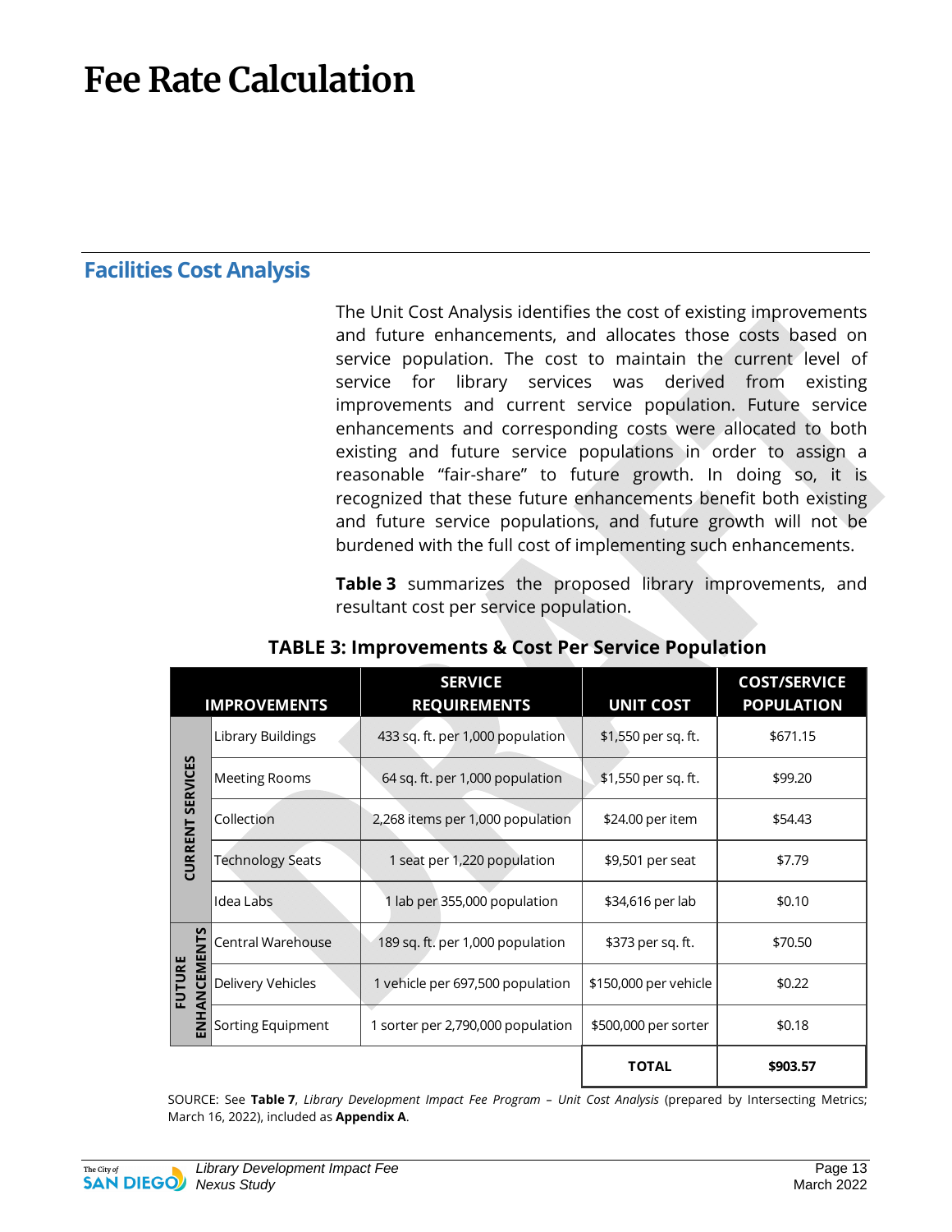# Fee Rate Calculation

## Facilities Cost Analysis

The Unit Cost Analysis identifies the cost of existing improvements and future enhancements, and allocates those costs based on service population. The cost to maintain the current level of service for library services was derived from existing improvements and current service population. Future service enhancements and corresponding costs were allocated to both existing and future service populations in order to assign a reasonable "fair-share" to future growth. In doing so, it is recognized that these future enhancements benefit both existing and future service populations, and future growth will not be burdened with the full cost of implementing such enhancements.

**Table 3** summarizes the proposed library improvements, and resultant cost per service population.

**TABLE 3: Improvements & Cost Per Service Population**

| IMPROVEMENTS | | SERVICE REQUIREMENTS | UNIT COST | COST/SERVICE POPULATION |
|---|---|---|---|---|
| CURRENT SERVICES | Library Buildings | 433 sq. ft. per 1,000 population | $1,550 per sq. ft. | $671.15 |
| | Meeting Rooms | 64 sq. ft. per 1,000 population | $1,550 per sq. ft. | $99.20 |
| | Collection | 2,268 items per 1,000 population | $24.00 per item | $54.43 |
| | Technology Seats | 1 seat per 1,220 population | $9,501 per seat | $7.79 |
| | Idea Labs | 1 lab per 355,000 population | $34,616 per lab | $0.10 |
| FUTURE ENHANCEMENTS | Central Warehouse | 189 sq. ft. per 1,000 population | $373 per sq. ft. | $70.50 |
| | Delivery Vehicles | 1 vehicle per 697,500 population | $150,000 per vehicle | $0.22 |
| | Sorting Equipment | 1 sorter per 2,790,000 population | $500,000 per sorter | $0.18 |
| | | | **TOTAL** | **$903.57** |

SOURCE: See **Table 7**, *Library Development Impact Fee Program – Unit Cost Analysis* (prepared by Intersecting Metrics; March 16, 2022), included as **Appendix A**.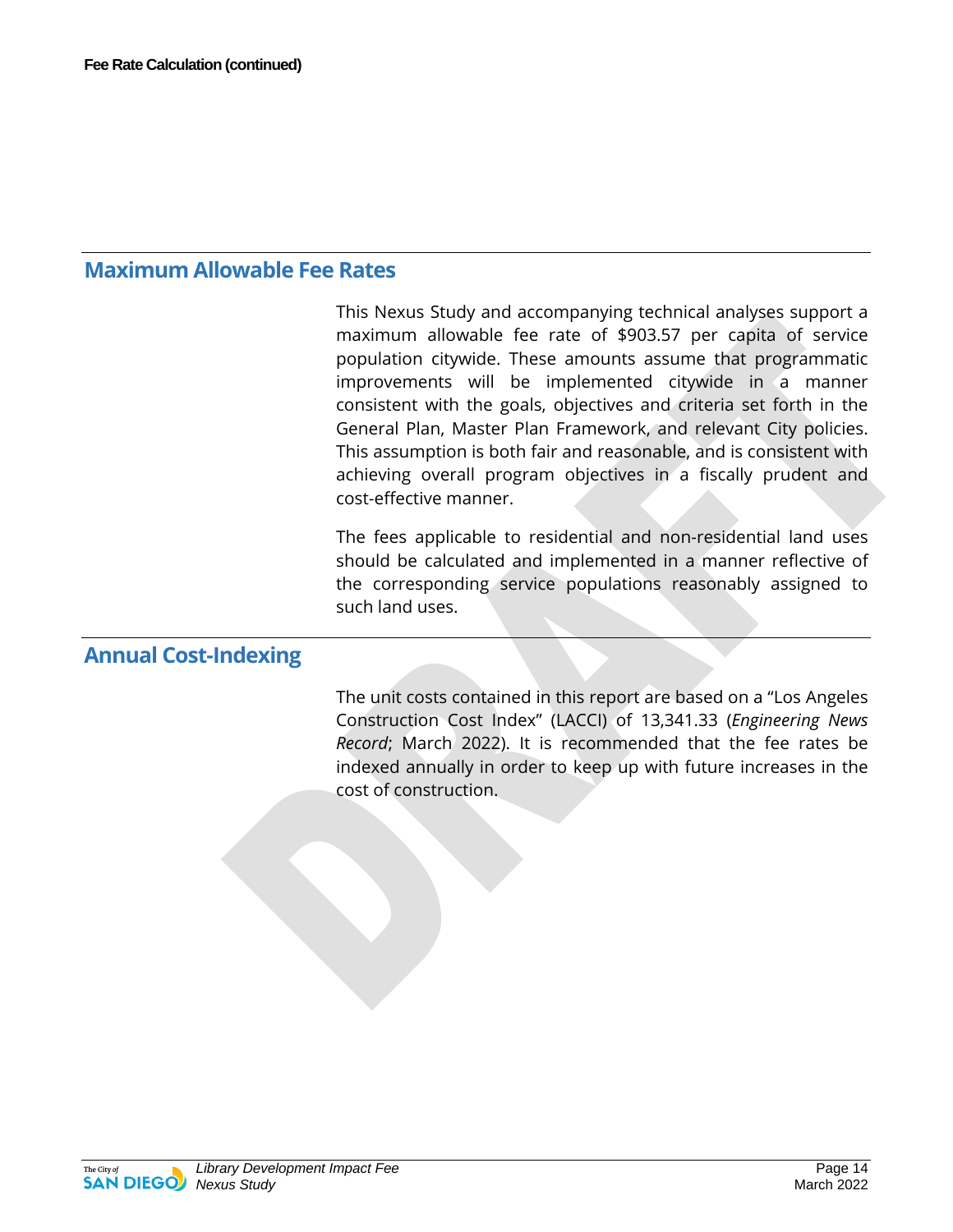**Fee Rate Calculation (continued)**

## Maximum Allowable Fee Rates

This Nexus Study and accompanying technical analyses support a maximum allowable fee rate of $903.57 per capita of service population citywide. These amounts assume that programmatic improvements will be implemented citywide in a manner consistent with the goals, objectives and criteria set forth in the General Plan, Master Plan Framework, and relevant City policies. This assumption is both fair and reasonable, and is consistent with achieving overall program objectives in a fiscally prudent and cost-effective manner.

The fees applicable to residential and non-residential land uses should be calculated and implemented in a manner reflective of the corresponding service populations reasonably assigned to such land uses.

## Annual Cost-Indexing

The unit costs contained in this report are based on a "Los Angeles Construction Cost Index" (LACCI) of 13,341.33 (*Engineering News Record*; March 2022). It is recommended that the fee rates be indexed annually in order to keep up with future increases in the cost of construction.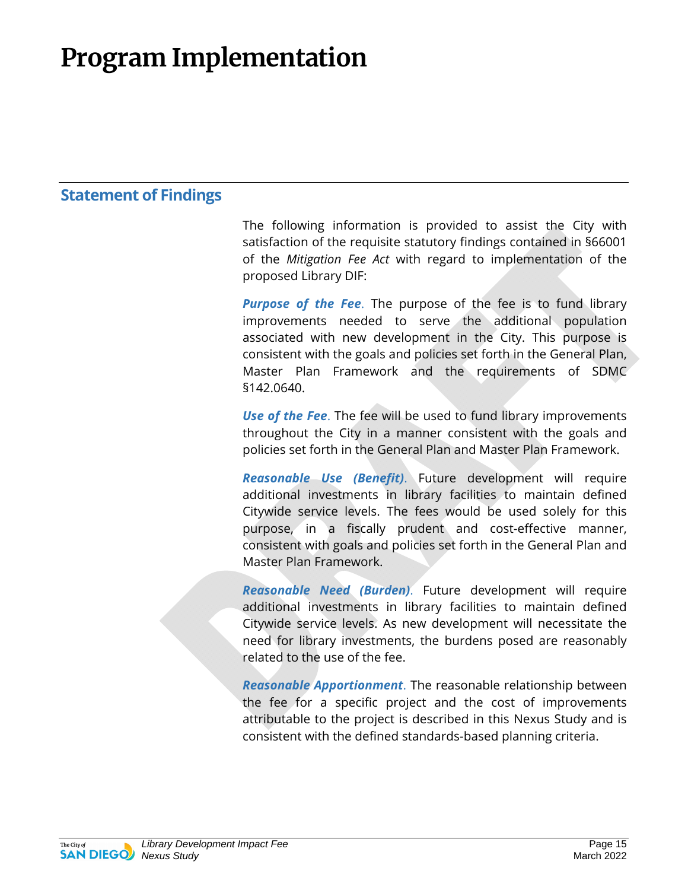# Program Implementation

## Statement of Findings

The following information is provided to assist the City with satisfaction of the requisite statutory findings contained in §66001 of the *Mitigation Fee Act* with regard to implementation of the proposed Library DIF:

***Purpose of the Fee***. The purpose of the fee is to fund library improvements needed to serve the additional population associated with new development in the City. This purpose is consistent with the goals and policies set forth in the General Plan, Master Plan Framework and the requirements of SDMC §142.0640.

***Use of the Fee***. The fee will be used to fund library improvements throughout the City in a manner consistent with the goals and policies set forth in the General Plan and Master Plan Framework.

***Reasonable Use (Benefit)***. Future development will require additional investments in library facilities to maintain defined Citywide service levels. The fees would be used solely for this purpose, in a fiscally prudent and cost-effective manner, consistent with goals and policies set forth in the General Plan and Master Plan Framework.

***Reasonable Need (Burden)***. Future development will require additional investments in library facilities to maintain defined Citywide service levels. As new development will necessitate the need for library investments, the burdens posed are reasonably related to the use of the fee.

***Reasonable Apportionment***. The reasonable relationship between the fee for a specific project and the cost of improvements attributable to the project is described in this Nexus Study and is consistent with the defined standards-based planning criteria.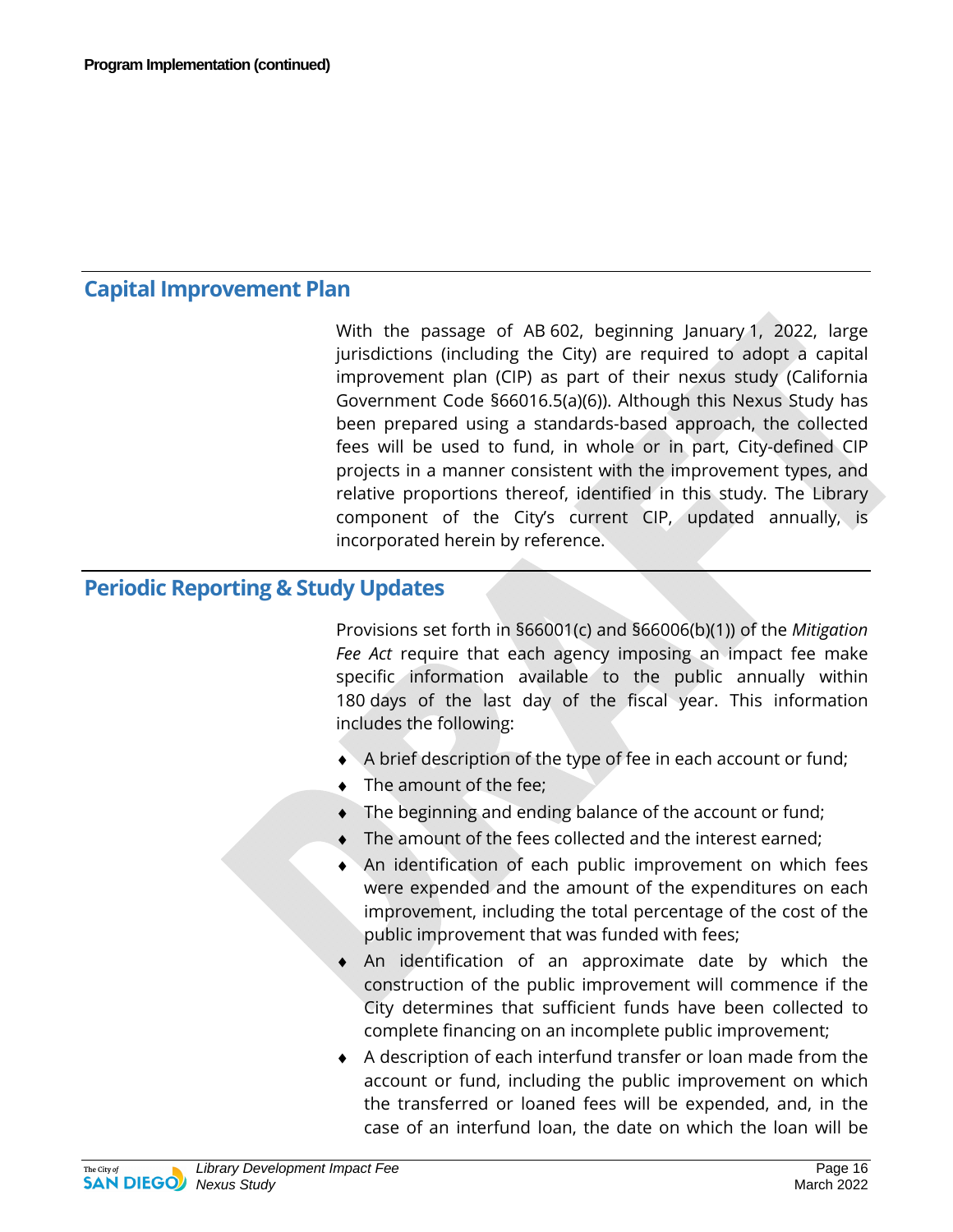**Program Implementation (continued)**

## Capital Improvement Plan

With the passage of AB 602, beginning January 1, 2022, large jurisdictions (including the City) are required to adopt a capital improvement plan (CIP) as part of their nexus study (California Government Code §66016.5(a)(6)). Although this Nexus Study has been prepared using a standards-based approach, the collected fees will be used to fund, in whole or in part, City-defined CIP projects in a manner consistent with the improvement types, and relative proportions thereof, identified in this study. The Library component of the City's current CIP, updated annually, is incorporated herein by reference.

## Periodic Reporting & Study Updates

Provisions set forth in §66001(c) and §66006(b)(1)) of the *Mitigation Fee Act* require that each agency imposing an impact fee make specific information available to the public annually within 180 days of the last day of the fiscal year. This information includes the following:

- A brief description of the type of fee in each account or fund;
- The amount of the fee;
- The beginning and ending balance of the account or fund;
- The amount of the fees collected and the interest earned;
- An identification of each public improvement on which fees were expended and the amount of the expenditures on each improvement, including the total percentage of the cost of the public improvement that was funded with fees;
- An identification of an approximate date by which the construction of the public improvement will commence if the City determines that sufficient funds have been collected to complete financing on an incomplete public improvement;
- A description of each interfund transfer or loan made from the account or fund, including the public improvement on which the transferred or loaned fees will be expended, and, in the case of an interfund loan, the date on which the loan will be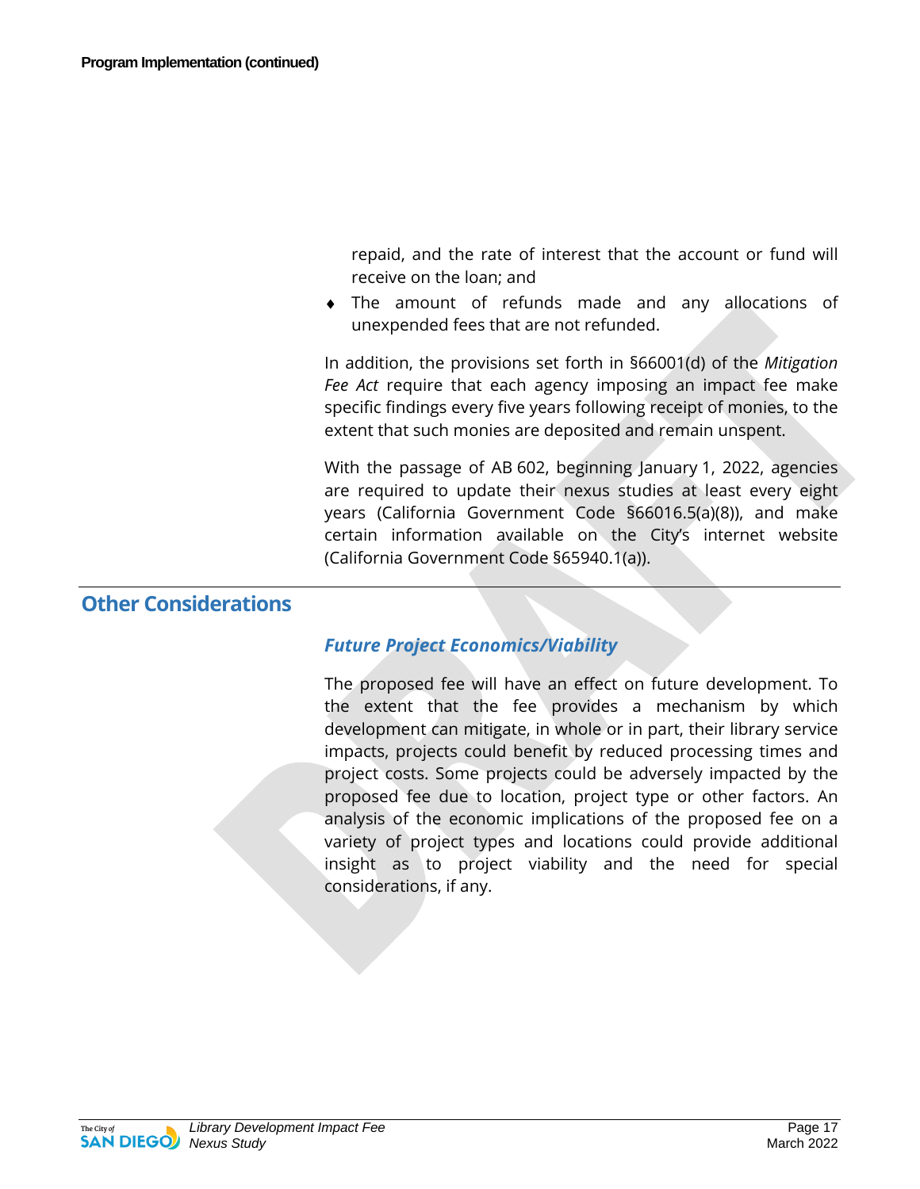repaid, and the rate of interest that the account or fund will receive on the loan; and

- The amount of refunds made and any allocations of unexpended fees that are not refunded.

In addition, the provisions set forth in §66001(d) of the *Mitigation Fee Act* require that each agency imposing an impact fee make specific findings every five years following receipt of monies, to the extent that such monies are deposited and remain unspent.

With the passage of AB 602, beginning January 1, 2022, agencies are required to update their nexus studies at least every eight years (California Government Code §66016.5(a)(8)), and make certain information available on the City's internet website (California Government Code §65940.1(a)).

## Other Considerations

### *Future Project Economics/Viability*

The proposed fee will have an effect on future development. To the extent that the fee provides a mechanism by which development can mitigate, in whole or in part, their library service impacts, projects could benefit by reduced processing times and project costs. Some projects could be adversely impacted by the proposed fee due to location, project type or other factors. An analysis of the economic implications of the proposed fee on a variety of project types and locations could provide additional insight as to project viability and the need for special considerations, if any.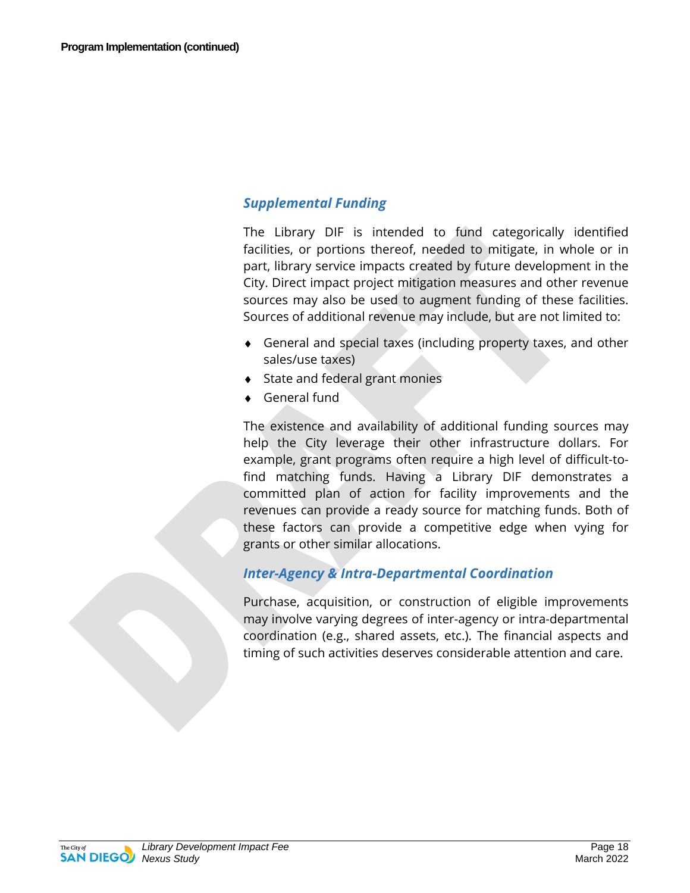Program Implementation (continued)

## *Supplemental Funding*

The Library DIF is intended to fund categorically identified facilities, or portions thereof, needed to mitigate, in whole or in part, library service impacts created by future development in the City. Direct impact project mitigation measures and other revenue sources may also be used to augment funding of these facilities. Sources of additional revenue may include, but are not limited to:

- General and special taxes (including property taxes, and other sales/use taxes)
- State and federal grant monies
- General fund

The existence and availability of additional funding sources may help the City leverage their other infrastructure dollars. For example, grant programs often require a high level of difficult-to-find matching funds. Having a Library DIF demonstrates a committed plan of action for facility improvements and the revenues can provide a ready source for matching funds. Both of these factors can provide a competitive edge when vying for grants or other similar allocations.

## *Inter-Agency & Intra-Departmental Coordination*

Purchase, acquisition, or construction of eligible improvements may involve varying degrees of inter-agency or intra-departmental coordination (e.g., shared assets, etc.). The financial aspects and timing of such activities deserves considerable attention and care.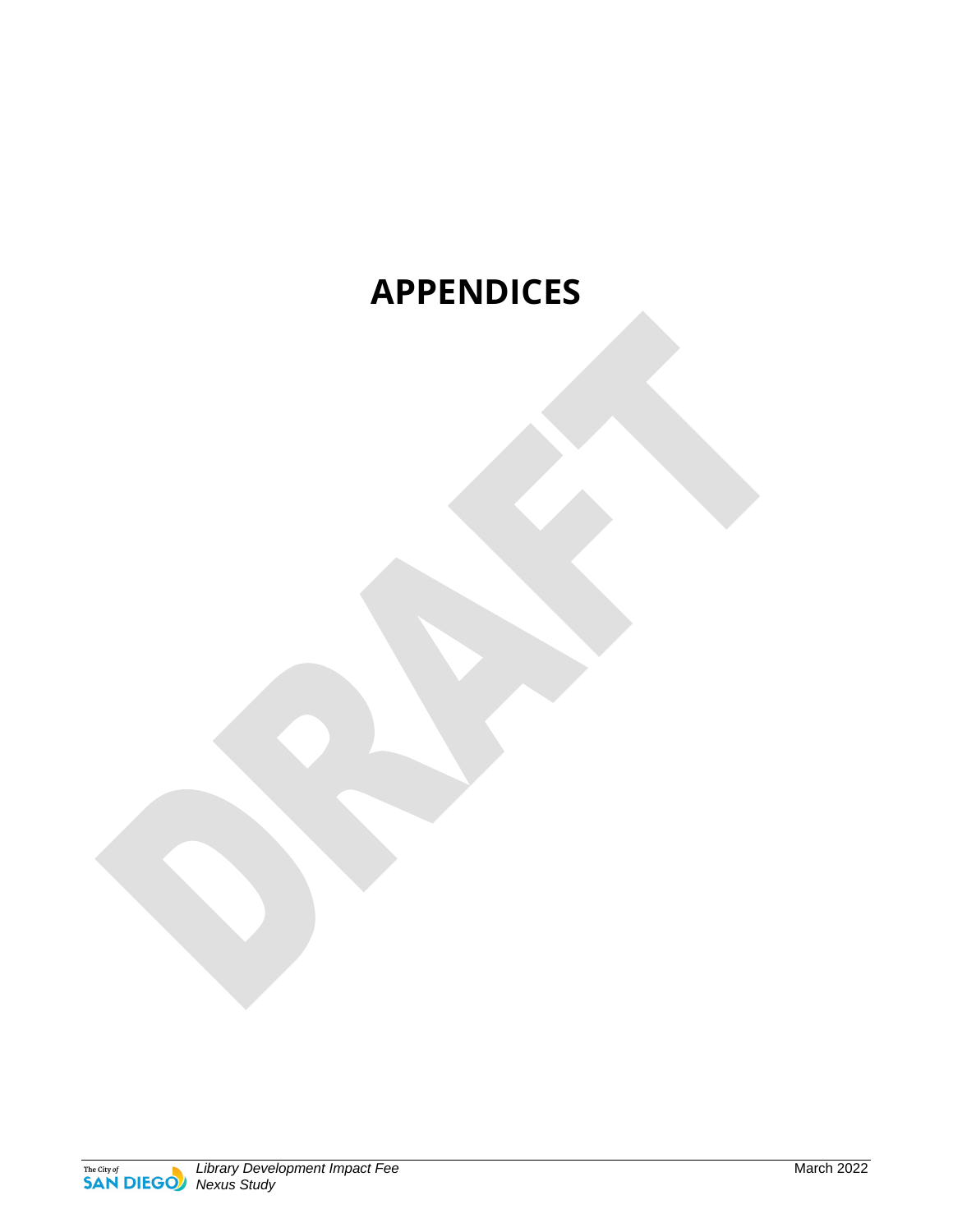# APPENDICES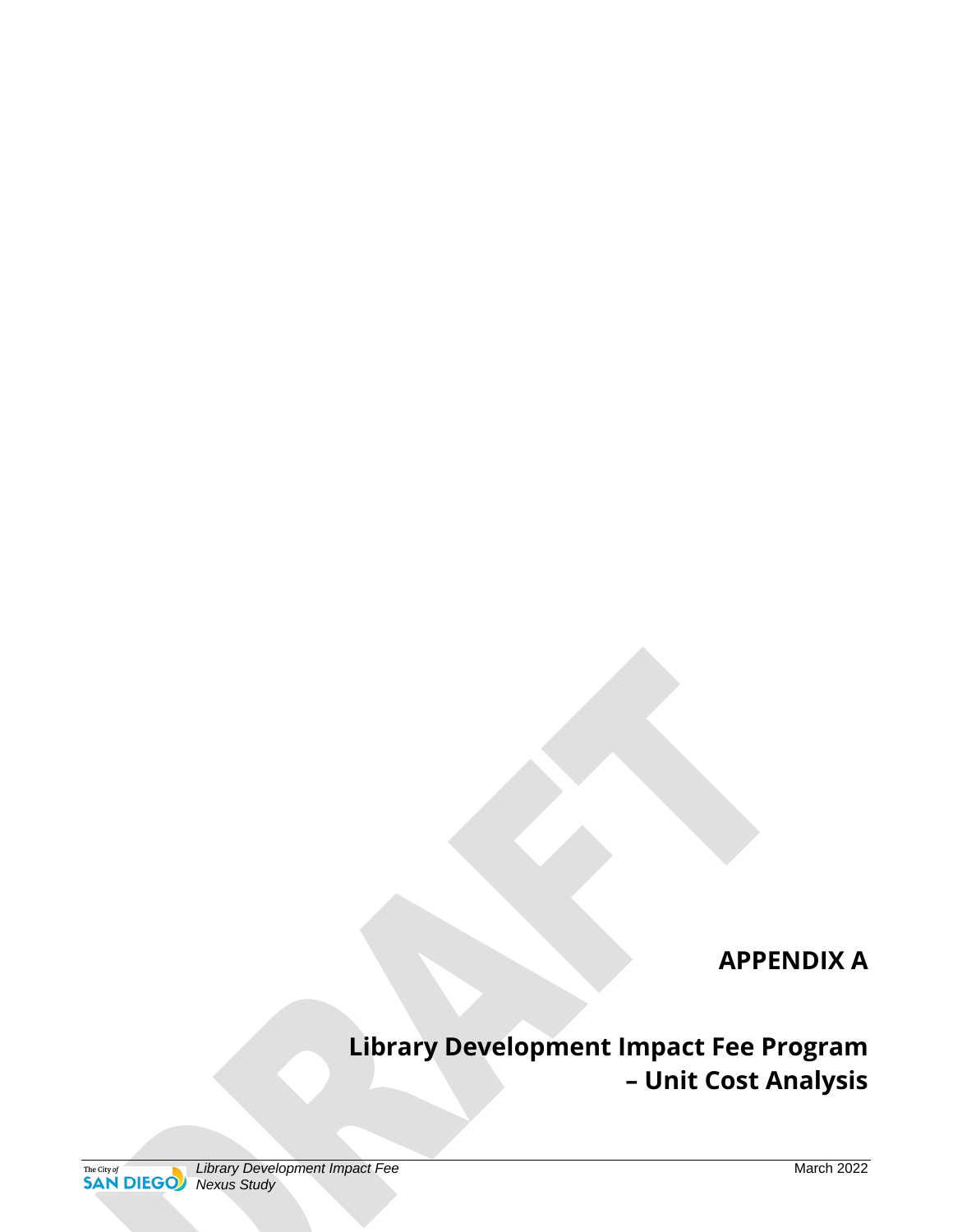# APPENDIX A

# Library Development Impact Fee Program – Unit Cost Analysis